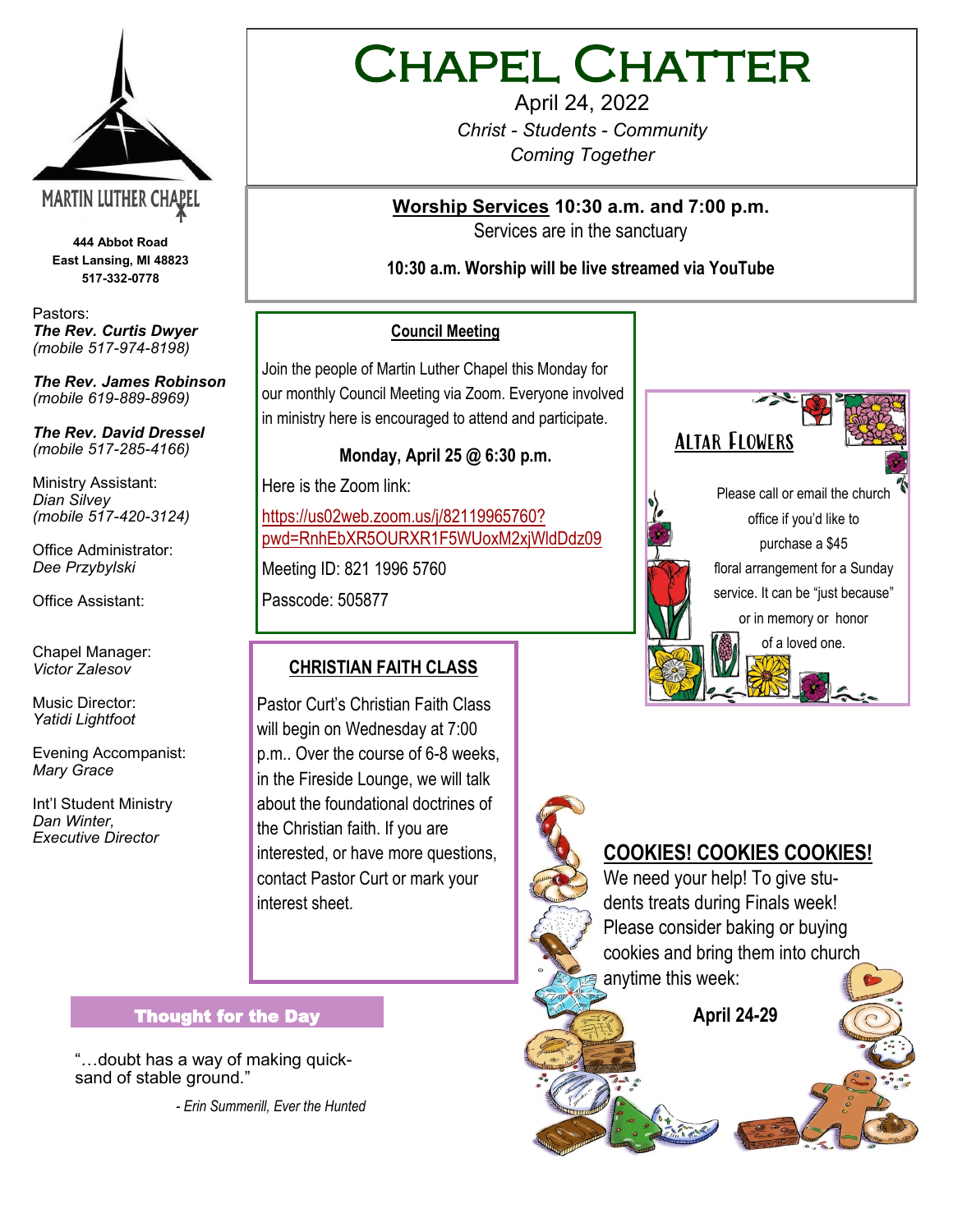# Chapel Chatter

April 24, 2022

*Christ - Students - Community*

*Coming Together*

MARTIN LUTHER CHAPEL

**444 Abbot Road**
**East Lansing, MI 48823**
**517-332-0778**

Pastors:
***The Rev. Curtis Dwyer***
*(mobile 517-974-8198)*

***The Rev. James Robinson***
*(mobile 619-889-8969)*

***The Rev. David Dressel***
*(mobile 517-285-4166)*

Ministry Assistant:
*Dian Silvey*
*(mobile 517-420-3124)*

Office Administrator:
*Dee Przybylski*

Office Assistant:

Chapel Manager:
*Victor Zalesov*

Music Director:
*Yatidi Lightfoot*

Evening Accompanist:
*Mary Grace*

Int'l Student Ministry
*Dan Winter,*
*Executive Director*

**Worship Services 10:30 a.m. and 7:00 p.m.**

Services are in the sanctuary

**10:30 a.m. Worship will be live streamed via YouTube**

## Council Meeting

Join the people of Martin Luther Chapel this Monday for our monthly Council Meeting via Zoom. Everyone involved in ministry here is encouraged to attend and participate.

**Monday, April 25 @ 6:30 p.m.**

Here is the Zoom link:

https://us02web.zoom.us/j/82119965760?pwd=RnhEbXR5OURXR1F5WUoxM2xjWldDdz09

Meeting ID: 821 1996 5760

Passcode: 505877

## Altar Flowers

Please call or email the church office if you'd like to purchase a $45 floral arrangement for a Sunday service. It can be "just because" or in memory or honor of a loved one.

## CHRISTIAN FAITH CLASS

Pastor Curt's Christian Faith Class will begin on Wednesday at 7:00 p.m.. Over the course of 6-8 weeks, in the Fireside Lounge, we will talk about the foundational doctrines of the Christian faith. If you are interested, or have more questions, contact Pastor Curt or mark your interest sheet.

## COOKIES! COOKIES COOKIES!

We need your help! To give students treats during Finals week! Please consider baking or buying cookies and bring them into church anytime this week:

**April 24-29**

## Thought for the Day

"…doubt has a way of making quicksand of stable ground."

*- Erin Summerill, Ever the Hunted*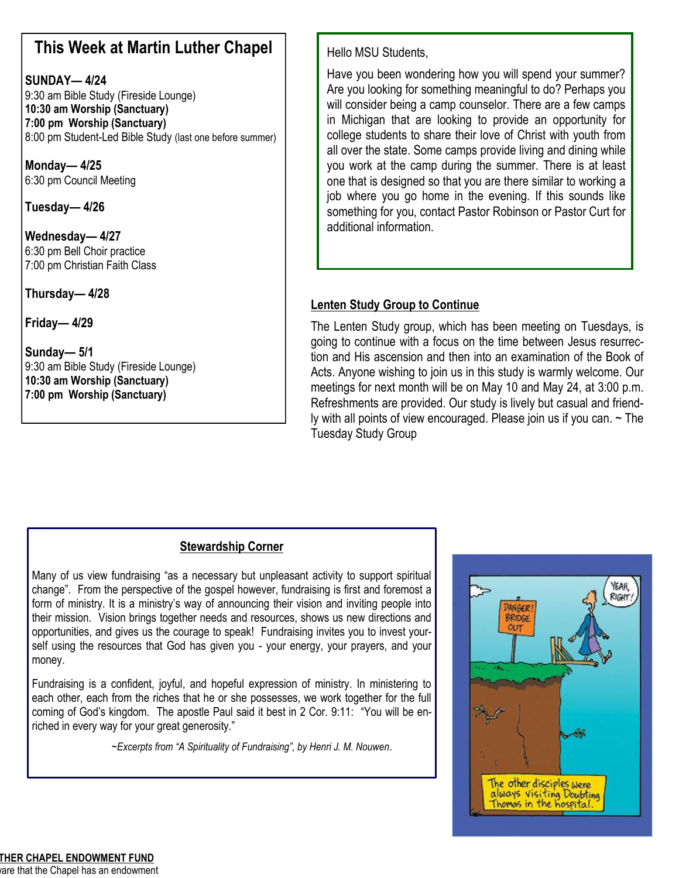## This Week at Martin Luther Chapel

**SUNDAY— 4/24**
9:30 am Bible Study (Fireside Lounge)
**10:30 am Worship (Sanctuary)**
**7:00 pm Worship (Sanctuary)**
8:00 pm Student-Led Bible Study (last one before summer)

**Monday— 4/25**
6:30 pm Council Meeting

**Tuesday— 4/26**

**Wednesday— 4/27**
6:30 pm Bell Choir practice
7:00 pm Christian Faith Class

**Thursday— 4/28**

**Friday— 4/29**

**Sunday— 5/1**
9:30 am Bible Study (Fireside Lounge)
**10:30 am Worship (Sanctuary)**
**7:00 pm Worship (Sanctuary)**

Hello MSU Students,

Have you been wondering how you will spend your summer? Are you looking for something meaningful to do? Perhaps you will consider being a camp counselor. There are a few camps in Michigan that are looking to provide an opportunity for college students to share their love of Christ with youth from all over the state. Some camps provide living and dining while you work at the camp during the summer. There is at least one that is designed so that you are there similar to working a job where you go home in the evening. If this sounds like something for you, contact Pastor Robinson or Pastor Curt for additional information.

### Lenten Study Group to Continue

The Lenten Study group, which has been meeting on Tuesdays, is going to continue with a focus on the time between Jesus resurrection and His ascension and then into an examination of the Book of Acts. Anyone wishing to join us in this study is warmly welcome. Our meetings for next month will be on May 10 and May 24, at 3:00 p.m. Refreshments are provided. Our study is lively but casual and friendly with all points of view encouraged. Please join us if you can. ~ The Tuesday Study Group

### Stewardship Corner

Many of us view fundraising "as a necessary but unpleasant activity to support spiritual change". From the perspective of the gospel however, fundraising is first and foremost a form of ministry. It is a ministry's way of announcing their vision and inviting people into their mission. Vision brings together needs and resources, shows us new directions and opportunities, and gives us the courage to speak! Fundraising invites you to invest yourself using the resources that God has given you - your energy, your prayers, and your money.

Fundraising is a confident, joyful, and hopeful expression of ministry. In ministering to each other, each from the riches that he or she possesses, we work together for the full coming of God's kingdom. The apostle Paul said it best in 2 Cor. 9:11: "You will be enriched in every way for your great generosity."

*~Excerpts from "A Spirituality of Fundraising", by Henri J. M. Nouwen.*

DANGER! BRIDGE OUT

YEAH, RIGHT!

The other disciples were always visiting Doubting Thomas in the hospital.

**THER CHAPEL ENDOWMENT FUND**
are that the Chapel has an endowment